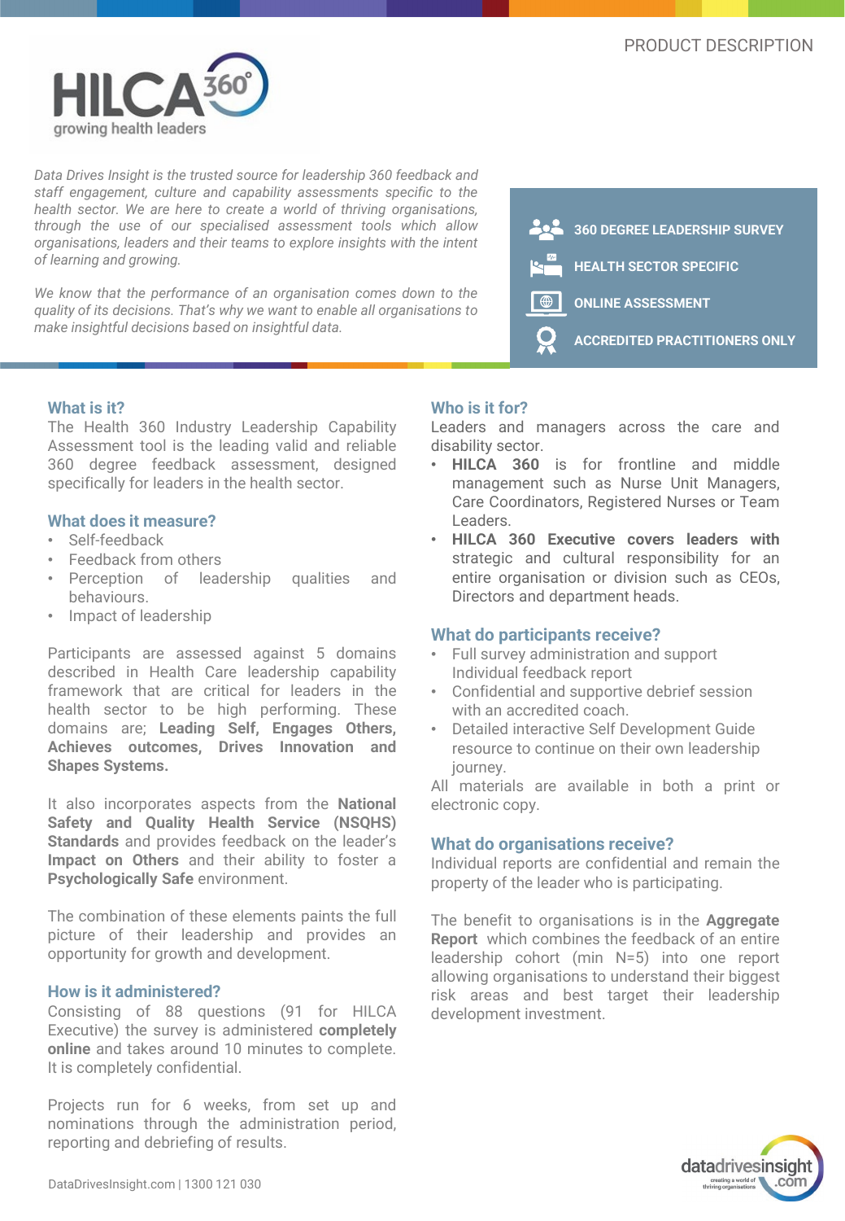PRODUCT DESCRIPTION

HILCA 360°
growing health leaders

*Data Drives Insight is the trusted source for leadership 360 feedback and staff engagement, culture and capability assessments specific to the health sector. We are here to create a world of thriving organisations, through the use of our specialised assessment tools which allow organisations, leaders and their teams to explore insights with the intent of learning and growing.*

*We know that the performance of an organisation comes down to the quality of its decisions. That's why we want to enable all organisations to make insightful decisions based on insightful data.*

- **360 DEGREE LEADERSHIP SURVEY**
- **HEALTH SECTOR SPECIFIC**
- **ONLINE ASSESSMENT**
- **ACCREDITED PRACTITIONERS ONLY**

## What is it?

The Health 360 Industry Leadership Capability Assessment tool is the leading valid and reliable 360 degree feedback assessment, designed specifically for leaders in the health sector.

## What does it measure?

- Self-feedback
- Feedback from others
- Perception of leadership qualities and behaviours.
- Impact of leadership

Participants are assessed against 5 domains described in Health Care leadership capability framework that are critical for leaders in the health sector to be high performing. These domains are; **Leading Self, Engages Others, Achieves outcomes, Drives Innovation and Shapes Systems.**

It also incorporates aspects from the **National Safety and Quality Health Service (NSQHS) Standards** and provides feedback on the leader's **Impact on Others** and their ability to foster a **Psychologically Safe** environment.

The combination of these elements paints the full picture of their leadership and provides an opportunity for growth and development.

## How is it administered?

Consisting of 88 questions (91 for HILCA Executive) the survey is administered **completely online** and takes around 10 minutes to complete. It is completely confidential.

Projects run for 6 weeks, from set up and nominations through the administration period, reporting and debriefing of results.

## Who is it for?

Leaders and managers across the care and disability sector.

- **HILCA 360** is for frontline and middle management such as Nurse Unit Managers, Care Coordinators, Registered Nurses or Team Leaders.
- **HILCA 360 Executive covers leaders with** strategic and cultural responsibility for an entire organisation or division such as CEOs, Directors and department heads.

## What do participants receive?

- Full survey administration and support Individual feedback report
- Confidential and supportive debrief session with an accredited coach.
- Detailed interactive Self Development Guide resource to continue on their own leadership journey.

All materials are available in both a print or electronic copy.

## What do organisations receive?

Individual reports are confidential and remain the property of the leader who is participating.

The benefit to organisations is in the **Aggregate Report** which combines the feedback of an entire leadership cohort (min N=5) into one report allowing organisations to understand their biggest risk areas and best target their leadership development investment.

DataDrivesInsight.com | 1300 121 030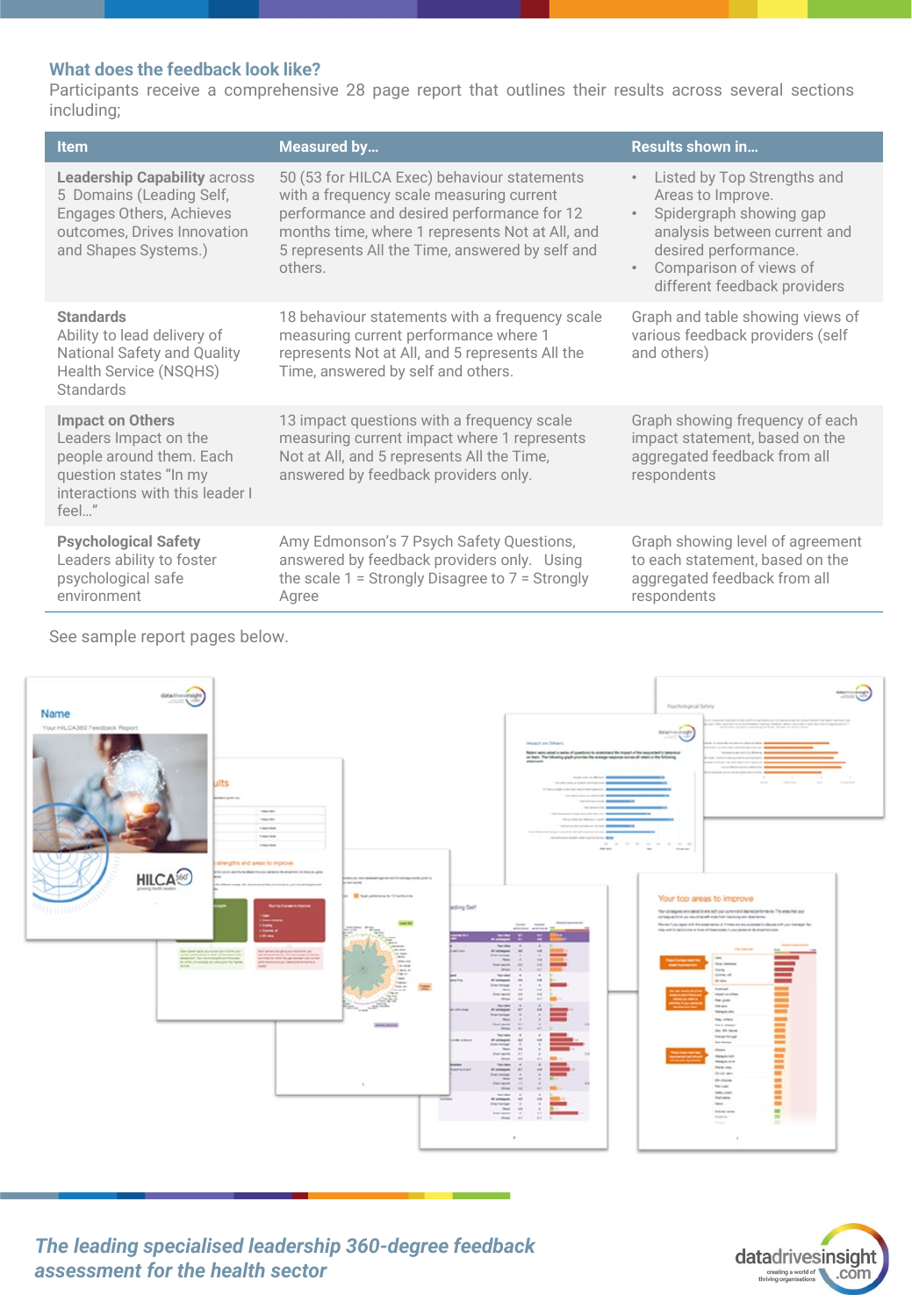### What does the feedback look like?

Participants receive a comprehensive 28 page report that outlines their results across several sections including;

| Item | Measured by... | Results shown in... |
|---|---|---|
| **Leadership Capability** across 5 Domains (Leading Self, Engages Others, Achieves outcomes, Drives Innovation and Shapes Systems.) | 50 (53 for HILCA Exec) behaviour statements with a frequency scale measuring current performance and desired performance for 12 months time, where 1 represents Not at All, and 5 represents All the Time, answered by self and others. | • Listed by Top Strengths and Areas to Improve. • Spidergraph showing gap analysis between current and desired performance. • Comparison of views of different feedback providers |
| **Standards** Ability to lead delivery of National Safety and Quality Health Service (NSQHS) Standards | 18 behaviour statements with a frequency scale measuring current performance where 1 represents Not at All, and 5 represents All the Time, answered by self and others. | Graph and table showing views of various feedback providers (self and others) |
| **Impact on Others** Leaders Impact on the people around them. Each question states "In my interactions with this leader I feel..." | 13 impact questions with a frequency scale measuring current impact where 1 represents Not at All, and 5 represents All the Time, answered by feedback providers only. | Graph showing frequency of each impact statement, based on the aggregated feedback from all respondents |
| **Psychological Safety** Leaders ability to foster psychological safe environment | Amy Edmonson's 7 Psych Safety Questions, answered by feedback providers only. Using the scale 1 = Strongly Disagree to 7 = Strongly Agree | Graph showing level of agreement to each statement, based on the aggregated feedback from all respondents |

See sample report pages below.

*The leading specialised leadership 360-degree feedback assessment for the health sector*